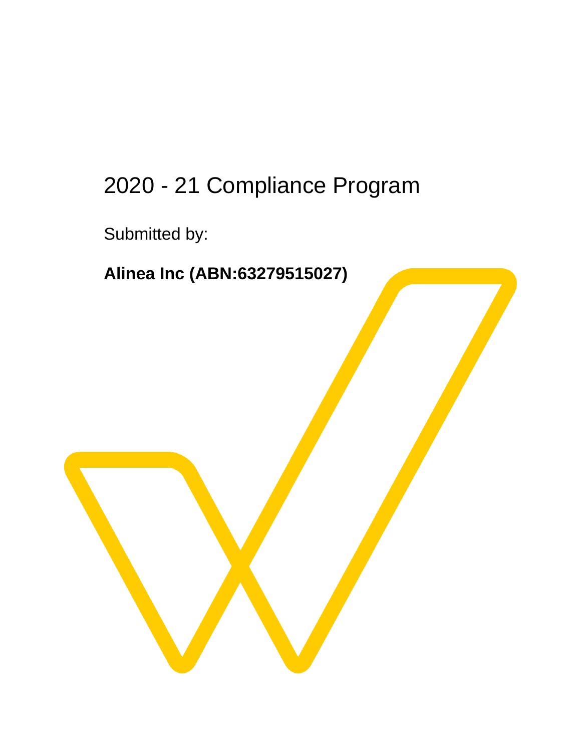# 2020 - 21 Compliance Program

Submitted by:

**Alinea Inc (ABN:63279515027)**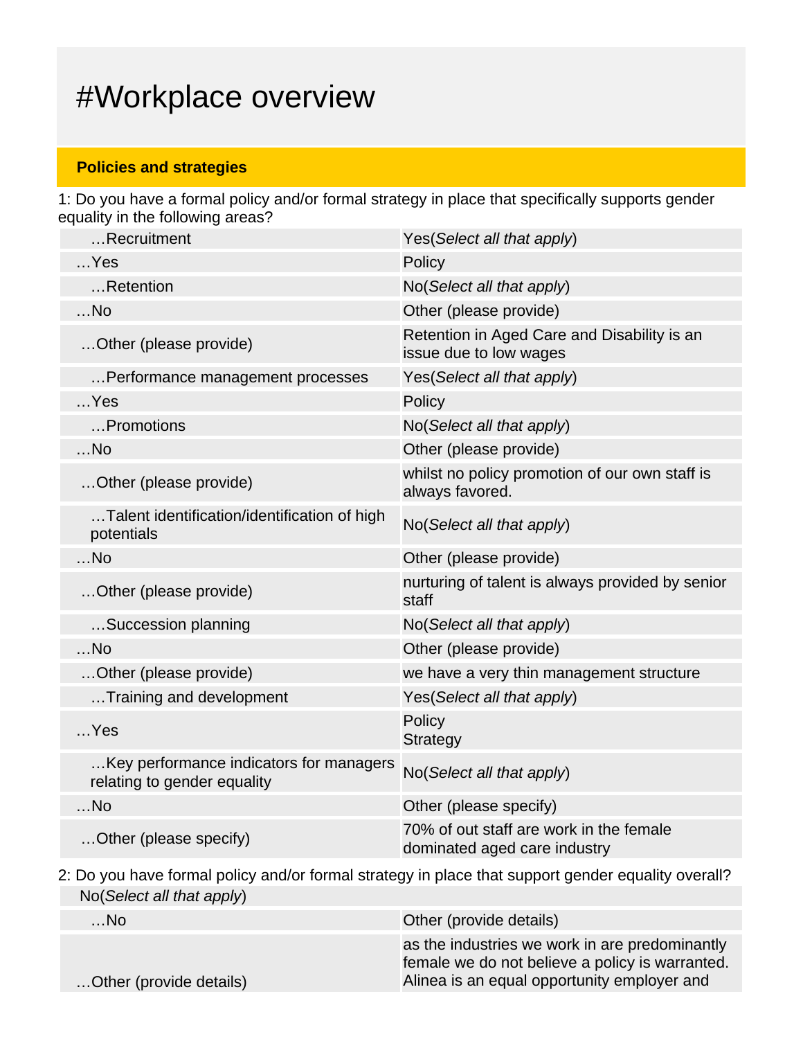# #Workplace overview

**Policies and strategies**

1: Do you have a formal policy and/or formal strategy in place that specifically supports gender equality in the following areas?

| | |
|---|---|
| …Recruitment | Yes(*Select all that apply*) |
| …Yes | Policy |
| …Retention | No(*Select all that apply*) |
| …No | Other (please provide) |
| …Other (please provide) | Retention in Aged Care and Disability is an issue due to low wages |
| …Performance management processes | Yes(*Select all that apply*) |
| …Yes | Policy |
| …Promotions | No(*Select all that apply*) |
| …No | Other (please provide) |
| …Other (please provide) | whilst no policy promotion of our own staff is always favored. |
| …Talent identification/identification of high potentials | No(*Select all that apply*) |
| …No | Other (please provide) |
| …Other (please provide) | nurturing of talent is always provided by senior staff |
| …Succession planning | No(*Select all that apply*) |
| …No | Other (please provide) |
| …Other (please provide) | we have a very thin management structure |
| …Training and development | Yes(*Select all that apply*) |
| …Yes | Policy<br>Strategy |
| …Key performance indicators for managers relating to gender equality | No(*Select all that apply*) |
| …No | Other (please specify) |
| …Other (please specify) | 70% of out staff are work in the female dominated aged care industry |

2: Do you have formal policy and/or formal strategy in place that support gender equality overall?

| | |
|---|---|
| No(*Select all that apply*) | |
| …No | Other (provide details) |
| …Other (provide details) | as the industries we work in are predominantly female we do not believe a policy is warranted. Alinea is an equal opportunity employer and |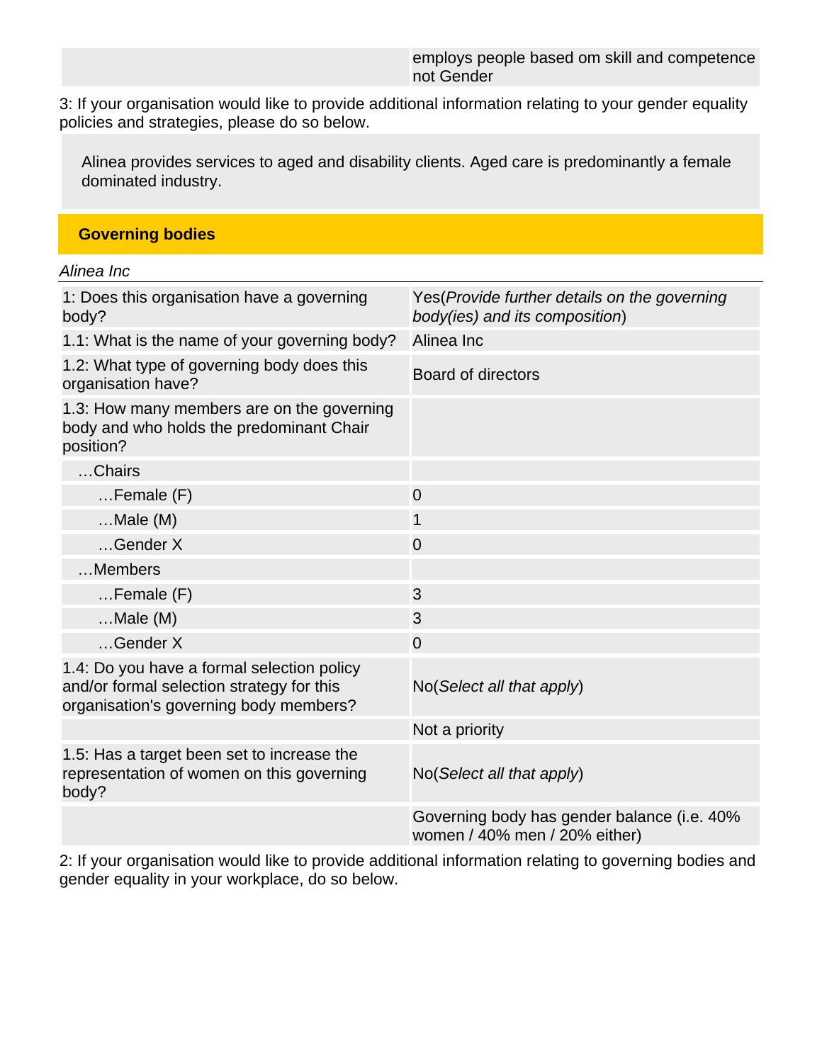| | employs people based om skill and competence not Gender |
|---|---|

3: If your organisation would like to provide additional information relating to your gender equality policies and strategies, please do so below.

Alinea provides services to aged and disability clients. Aged care is predominantly a female dominated industry.

## Governing bodies

*Alinea Inc*

| | |
|---|---|
| 1: Does this organisation have a governing body? | Yes(*Provide further details on the governing body(ies) and its composition*) |
| 1.1: What is the name of your governing body? | Alinea Inc |
| 1.2: What type of governing body does this organisation have? | Board of directors |
| 1.3: How many members are on the governing body and who holds the predominant Chair position? | |
| …Chairs | |
| …Female (F) | 0 |
| …Male (M) | 1 |
| …Gender X | 0 |
| …Members | |
| …Female (F) | 3 |
| …Male (M) | 3 |
| …Gender X | 0 |
| 1.4: Do you have a formal selection policy and/or formal selection strategy for this organisation's governing body members? | No(*Select all that apply*) |
| | Not a priority |
| 1.5: Has a target been set to increase the representation of women on this governing body? | No(*Select all that apply*) |
| | Governing body has gender balance (i.e. 40% women / 40% men / 20% either) |

2: If your organisation would like to provide additional information relating to governing bodies and gender equality in your workplace, do so below.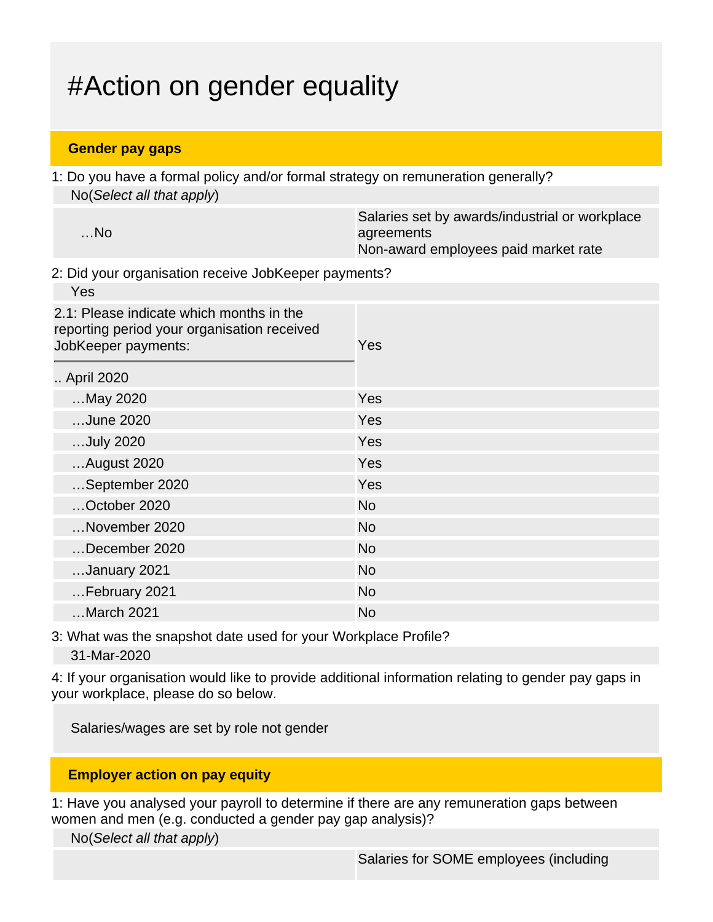# #Action on gender equality

## Gender pay gaps

1: Do you have a formal policy and/or formal strategy on remuneration generally?

No(*Select all that apply*)

| …No | Salaries set by awards/industrial or workplace agreements<br>Non-award employees paid market rate |
|---|---|

2: Did your organisation receive JobKeeper payments?

Yes

| 2.1: Please indicate which months in the reporting period your organisation received JobKeeper payments: | |
|---|---|
| .. April 2020 | Yes |
| …May 2020 | Yes |
| …June 2020 | Yes |
| …July 2020 | Yes |
| …August 2020 | Yes |
| …September 2020 | Yes |
| …October 2020 | No |
| …November 2020 | No |
| …December 2020 | No |
| …January 2021 | No |
| …February 2021 | No |
| …March 2021 | No |

3: What was the snapshot date used for your Workplace Profile?

31-Mar-2020

4: If your organisation would like to provide additional information relating to gender pay gaps in your workplace, please do so below.

Salaries/wages are set by role not gender

## Employer action on pay equity

1: Have you analysed your payroll to determine if there are any remuneration gaps between women and men (e.g. conducted a gender pay gap analysis)?

No(*Select all that apply*)

| | Salaries for SOME employees (including |
|---|---|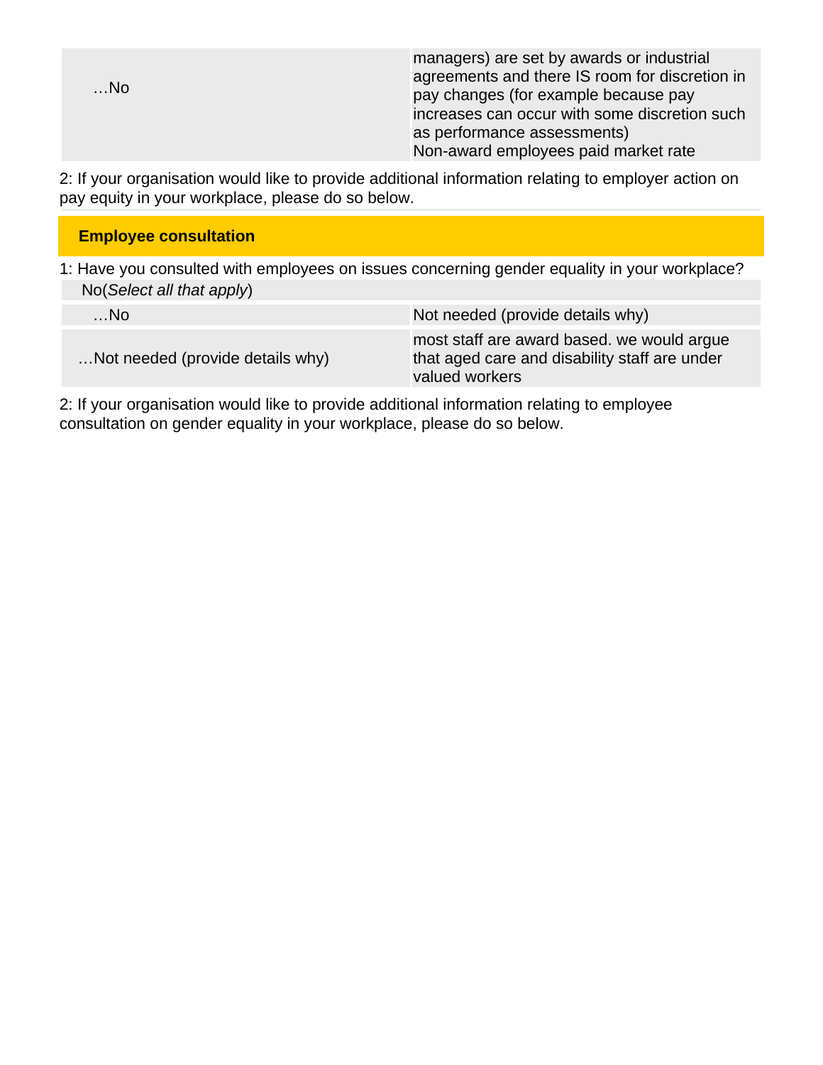| | |
|---|---|
| …No | managers) are set by awards or industrial agreements and there IS room for discretion in pay changes (for example because pay increases can occur with some discretion such as performance assessments)<br>Non-award employees paid market rate |

2: If your organisation would like to provide additional information relating to employer action on pay equity in your workplace, please do so below.

## Employee consultation

1: Have you consulted with employees on issues concerning gender equality in your workplace?

No(*Select all that apply*)

| | |
|---|---|
| …No | Not needed (provide details why) |
| …Not needed (provide details why) | most staff are award based. we would argue that aged care and disability staff are under valued workers |

2: If your organisation would like to provide additional information relating to employee consultation on gender equality in your workplace, please do so below.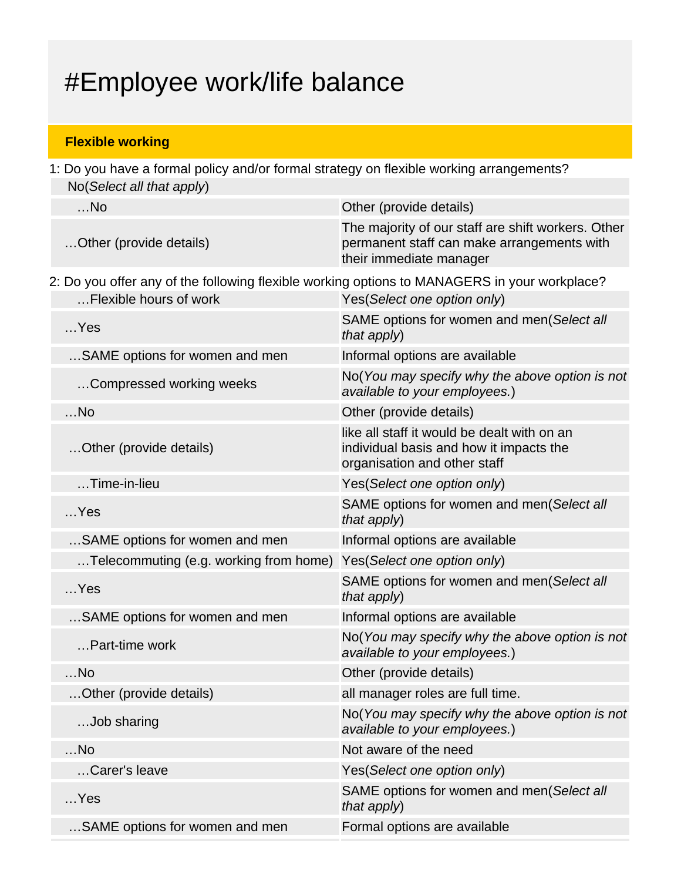# #Employee work/life balance

**Flexible working**

1: Do you have a formal policy and/or formal strategy on flexible working arrangements?

| No(*Select all that apply*) | |
|---|---|
| …No | Other (provide details) |
| …Other (provide details) | The majority of our staff are shift workers. Other permanent staff can make arrangements with their immediate manager |

2: Do you offer any of the following flexible working options to MANAGERS in your workplace?

| | |
|---|---|
| …Flexible hours of work | Yes(*Select one option only*) |
| …Yes | SAME options for women and men(*Select all that apply*) |
| …SAME options for women and men | Informal options are available |
| …Compressed working weeks | No(*You may specify why the above option is not available to your employees.*) |
| …No | Other (provide details) |
| …Other (provide details) | like all staff it would be dealt with on an individual basis and how it impacts the organisation and other staff |
| …Time-in-lieu | Yes(*Select one option only*) |
| …Yes | SAME options for women and men(*Select all that apply*) |
| …SAME options for women and men | Informal options are available |
| …Telecommuting (e.g. working from home) | Yes(*Select one option only*) |
| …Yes | SAME options for women and men(*Select all that apply*) |
| …SAME options for women and men | Informal options are available |
| …Part-time work | No(*You may specify why the above option is not available to your employees.*) |
| …No | Other (provide details) |
| …Other (provide details) | all manager roles are full time. |
| …Job sharing | No(*You may specify why the above option is not available to your employees.*) |
| …No | Not aware of the need |
| …Carer's leave | Yes(*Select one option only*) |
| …Yes | SAME options for women and men(*Select all that apply*) |
| …SAME options for women and men | Formal options are available |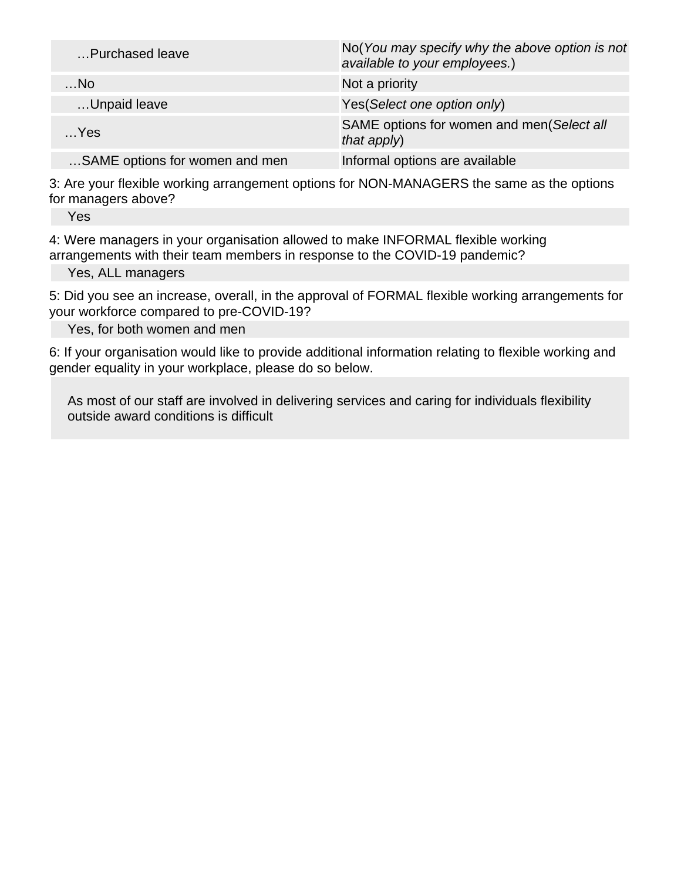| …Purchased leave | No(*You may specify why the above option is not available to your employees.*) |
|---|---|
| …No | Not a priority |
| …Unpaid leave | Yes(*Select one option only*) |
| …Yes | SAME options for women and men(*Select all that apply*) |
| …SAME options for women and men | Informal options are available |

3: Are your flexible working arrangement options for NON-MANAGERS the same as the options for managers above?

Yes

4: Were managers in your organisation allowed to make INFORMAL flexible working arrangements with their team members in response to the COVID-19 pandemic?

Yes, ALL managers

5: Did you see an increase, overall, in the approval of FORMAL flexible working arrangements for your workforce compared to pre-COVID-19?

Yes, for both women and men

6: If your organisation would like to provide additional information relating to flexible working and gender equality in your workplace, please do so below.

As most of our staff are involved in delivering services and caring for individuals flexibility outside award conditions is difficult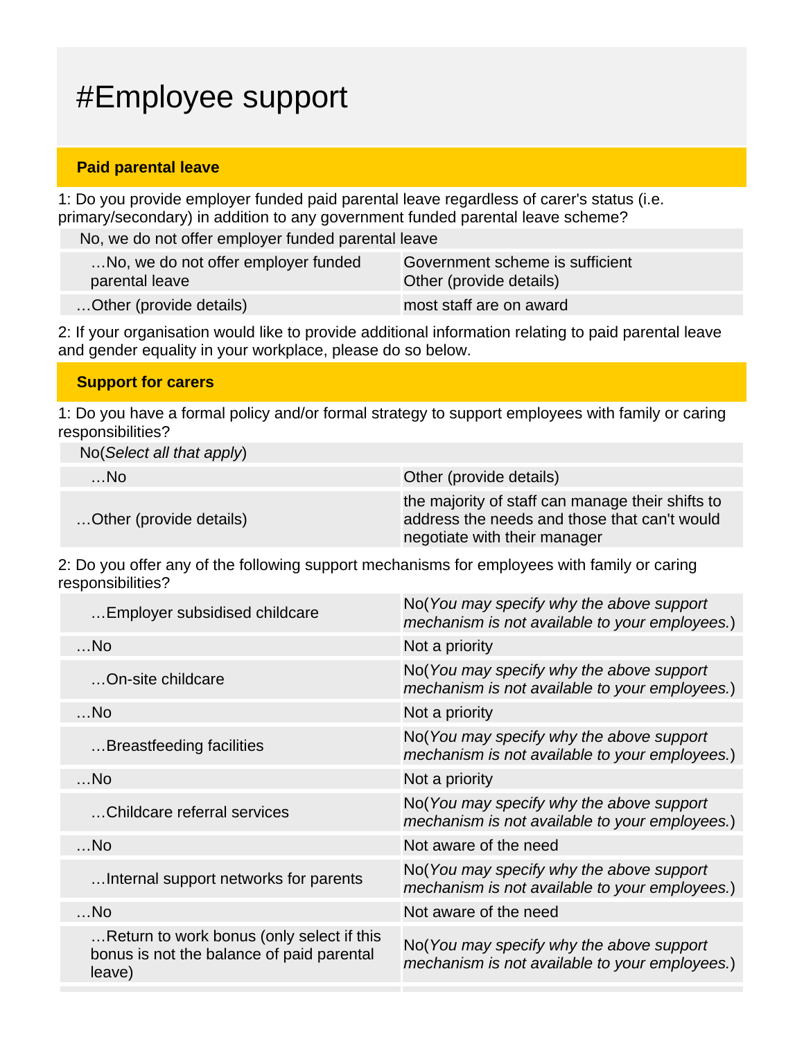# #Employee support

## Paid parental leave

1: Do you provide employer funded paid parental leave regardless of carer's status (i.e. primary/secondary) in addition to any government funded parental leave scheme?

| No, we do not offer employer funded parental leave | |
|---|---|
| …No, we do not offer employer funded parental leave | Government scheme is sufficient<br>Other (provide details) |
| …Other (provide details) | most staff are on award |

2: If your organisation would like to provide additional information relating to paid parental leave and gender equality in your workplace, please do so below.

## Support for carers

1: Do you have a formal policy and/or formal strategy to support employees with family or caring responsibilities?

| No(*Select all that apply*) | |
|---|---|
| …No | Other (provide details) |
| …Other (provide details) | the majority of staff can manage their shifts to address the needs and those that can't would negotiate with their manager |

2: Do you offer any of the following support mechanisms for employees with family or caring responsibilities?

| | |
|---|---|
| …Employer subsidised childcare | No(*You may specify why the above support mechanism is not available to your employees.*) |
| …No | Not a priority |
| …On-site childcare | No(*You may specify why the above support mechanism is not available to your employees.*) |
| …No | Not a priority |
| …Breastfeeding facilities | No(*You may specify why the above support mechanism is not available to your employees.*) |
| …No | Not a priority |
| …Childcare referral services | No(*You may specify why the above support mechanism is not available to your employees.*) |
| …No | Not aware of the need |
| …Internal support networks for parents | No(*You may specify why the above support mechanism is not available to your employees.*) |
| …No | Not aware of the need |
| …Return to work bonus (only select if this bonus is not the balance of paid parental leave) | No(*You may specify why the above support mechanism is not available to your employees.*) |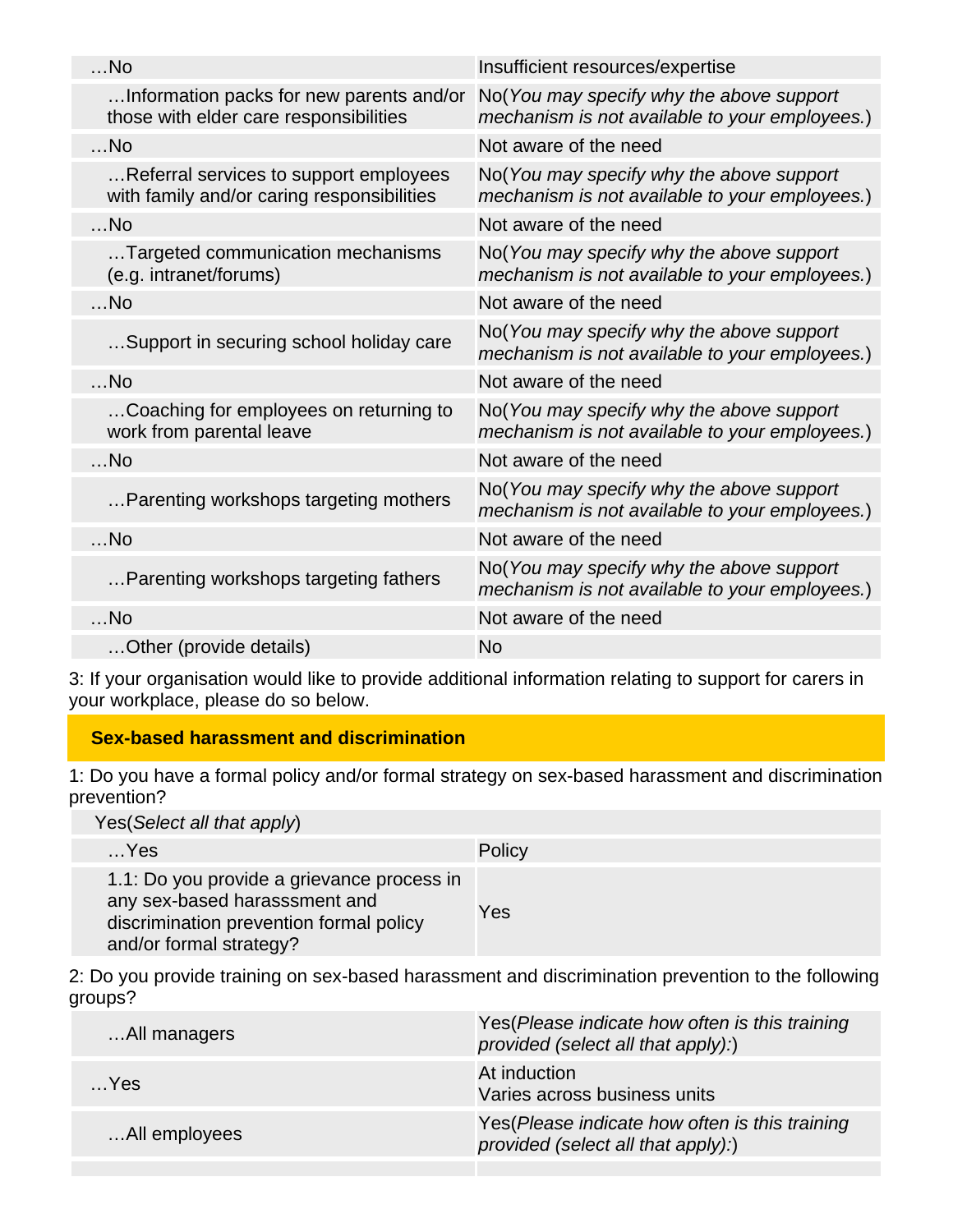| | |
|---|---|
| …No | Insufficient resources/expertise |
| …Information packs for new parents and/or those with elder care responsibilities | No(*You may specify why the above support mechanism is not available to your employees.*) |
| …No | Not aware of the need |
| …Referral services to support employees with family and/or caring responsibilities | No(*You may specify why the above support mechanism is not available to your employees.*) |
| …No | Not aware of the need |
| …Targeted communication mechanisms (e.g. intranet/forums) | No(*You may specify why the above support mechanism is not available to your employees.*) |
| …No | Not aware of the need |
| …Support in securing school holiday care | No(*You may specify why the above support mechanism is not available to your employees.*) |
| …No | Not aware of the need |
| …Coaching for employees on returning to work from parental leave | No(*You may specify why the above support mechanism is not available to your employees.*) |
| …No | Not aware of the need |
| …Parenting workshops targeting mothers | No(*You may specify why the above support mechanism is not available to your employees.*) |
| …No | Not aware of the need |
| …Parenting workshops targeting fathers | No(*You may specify why the above support mechanism is not available to your employees.*) |
| …No | Not aware of the need |
| …Other (provide details) | No |

3: If your organisation would like to provide additional information relating to support for carers in your workplace, please do so below.

## Sex-based harassment and discrimination

1: Do you have a formal policy and/or formal strategy on sex-based harassment and discrimination prevention?

| | |
|---|---|
| Yes(*Select all that apply*) | |
| …Yes | Policy |
| 1.1: Do you provide a grievance process in any sex-based harasssment and discrimination prevention formal policy and/or formal strategy? | Yes |

2: Do you provide training on sex-based harassment and discrimination prevention to the following groups?

| | |
|---|---|
| …All managers | Yes(*Please indicate how often is this training provided (select all that apply):*) |
| …Yes | At induction<br>Varies across business units |
| …All employees | Yes(*Please indicate how often is this training provided (select all that apply):*) |
| | |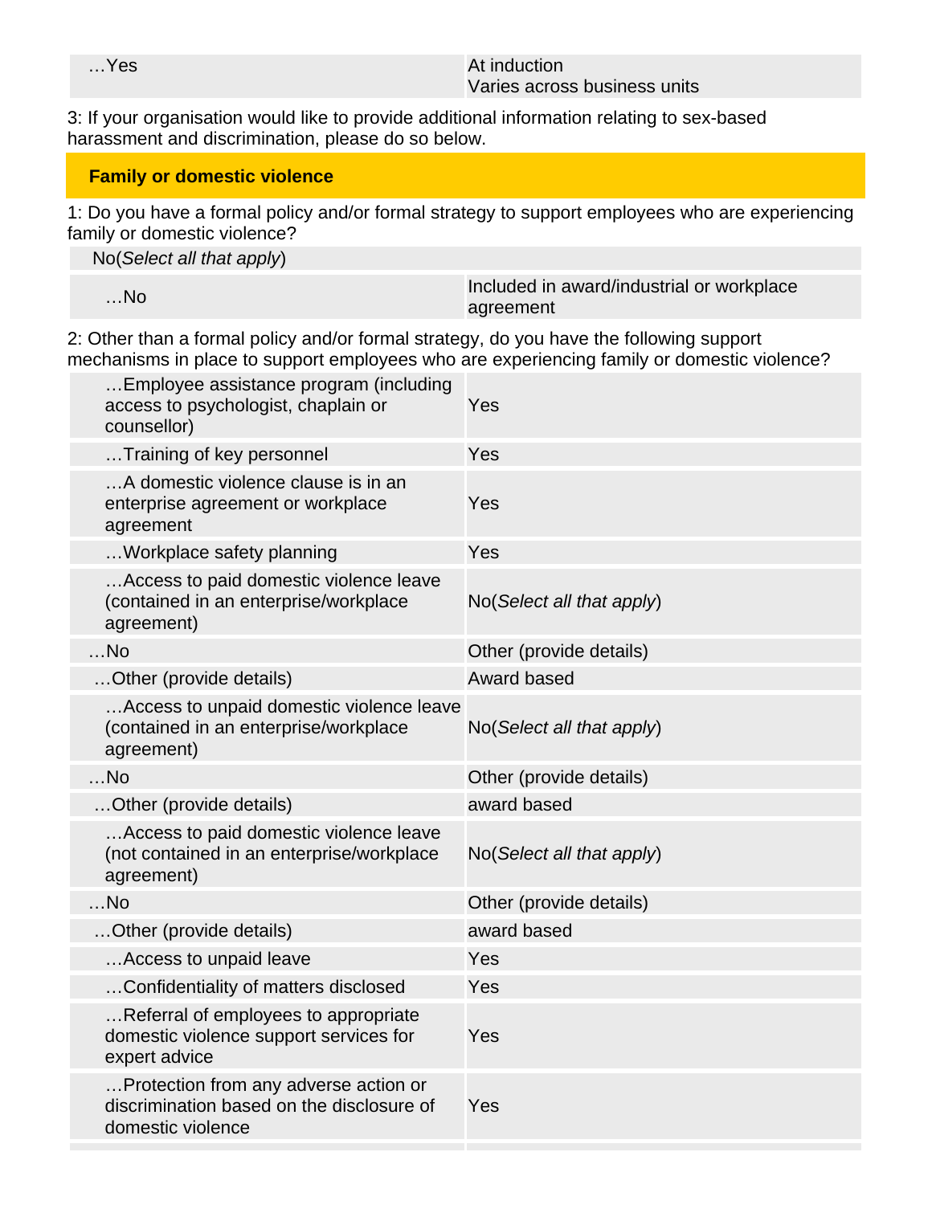| | |
|---|---|
| …Yes | At induction<br>Varies across business units |

3: If your organisation would like to provide additional information relating to sex-based harassment and discrimination, please do so below.

## Family or domestic violence

1: Do you have a formal policy and/or formal strategy to support employees who are experiencing family or domestic violence?

| No(*Select all that apply*) | |
|---|---|
| …No | Included in award/industrial or workplace agreement |

2: Other than a formal policy and/or formal strategy, do you have the following support mechanisms in place to support employees who are experiencing family or domestic violence?

| | |
|---|---|
| …Employee assistance program (including access to psychologist, chaplain or counsellor) | Yes |
| …Training of key personnel | Yes |
| …A domestic violence clause is in an enterprise agreement or workplace agreement | Yes |
| …Workplace safety planning | Yes |
| …Access to paid domestic violence leave (contained in an enterprise/workplace agreement) | No(*Select all that apply*) |
| …No | Other (provide details) |
| …Other (provide details) | Award based |
| …Access to unpaid domestic violence leave (contained in an enterprise/workplace agreement) | No(*Select all that apply*) |
| …No | Other (provide details) |
| …Other (provide details) | award based |
| …Access to paid domestic violence leave (not contained in an enterprise/workplace agreement) | No(*Select all that apply*) |
| …No | Other (provide details) |
| …Other (provide details) | award based |
| …Access to unpaid leave | Yes |
| …Confidentiality of matters disclosed | Yes |
| …Referral of employees to appropriate domestic violence support services for expert advice | Yes |
| …Protection from any adverse action or discrimination based on the disclosure of domestic violence | Yes |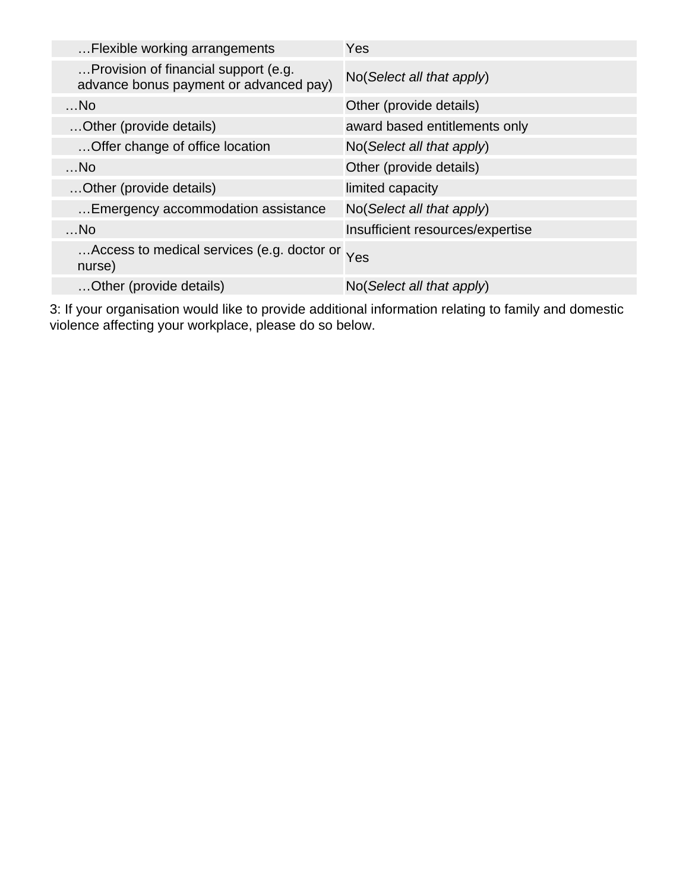| | |
|---|---|
| …Flexible working arrangements | Yes |
| …Provision of financial support (e.g. advance bonus payment or advanced pay) | No(*Select all that apply*) |
| …No | Other (provide details) |
| …Other (provide details) | award based entitlements only |
| …Offer change of office location | No(*Select all that apply*) |
| …No | Other (provide details) |
| …Other (provide details) | limited capacity |
| …Emergency accommodation assistance | No(*Select all that apply*) |
| …No | Insufficient resources/expertise |
| …Access to medical services (e.g. doctor or nurse) | Yes |
| …Other (provide details) | No(*Select all that apply*) |

3: If your organisation would like to provide additional information relating to family and domestic violence affecting your workplace, please do so below.